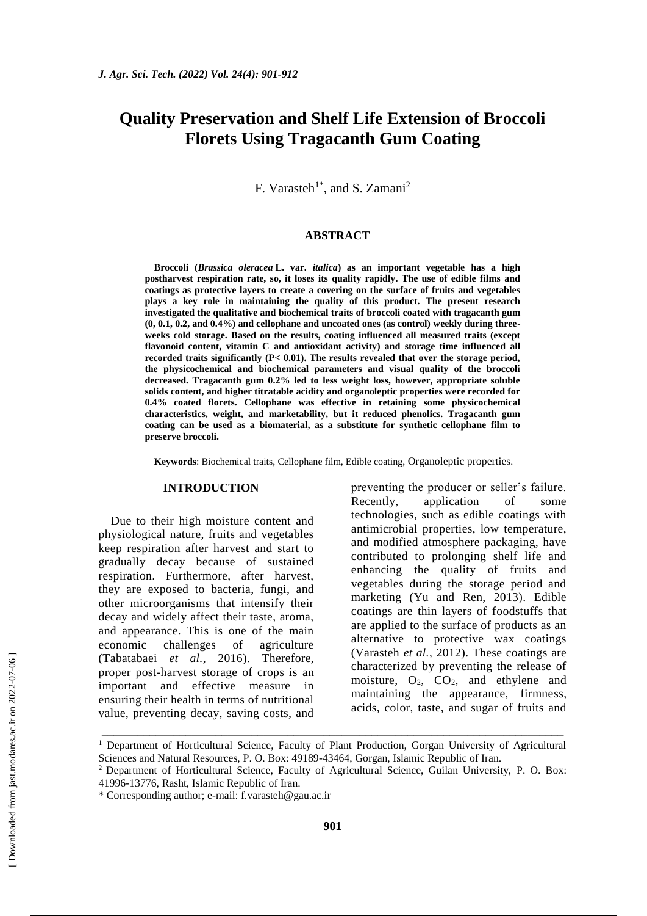# Quality Preservation and Shelf Life Extension of Broccoli Florets Using Tragacanth Gum Coating

F. Varasteh[1*], and S. Zamani[2]

## ABSTRACT

**Broccoli (*Brassica oleracea* L. var. *italica*) as an important vegetable has a high postharvest respiration rate, so, it loses its quality rapidly. The use of edible films and coatings as protective layers to create a covering on the surface of fruits and vegetables plays a key role in maintaining the quality of this product. The present research investigated the qualitative and biochemical traits of broccoli coated with tragacanth gum (0, 0.1, 0.2, and 0.4%) and cellophane and uncoated ones (as control) weekly during three-weeks cold storage. Based on the results, coating influenced all measured traits (except flavonoid content, vitamin C and antioxidant activity) and storage time influenced all recorded traits significantly ($P < 0.01$). The results revealed that over the storage period, the physicochemical and biochemical parameters and visual quality of the broccoli decreased. Tragacanth gum 0.2% led to less weight loss, however, appropriate soluble solids content, and higher titratable acidity and organoleptic properties were recorded for 0.4% coated florets. Cellophane was effective in retaining some physicochemical characteristics, weight, and marketability, but it reduced phenolics. Tragacanth gum coating can be used as a biomaterial, as a substitute for synthetic cellophane film to preserve broccoli.**

**Keywords**: Biochemical traits, Cellophane film, Edible coating, Organoleptic properties.

## INTRODUCTION

Due to their high moisture content and physiological nature, fruits and vegetables keep respiration after harvest and start to gradually decay because of sustained respiration. Furthermore, after harvest, they are exposed to bacteria, fungi, and other microorganisms that intensify their decay and widely affect their taste, aroma, and appearance. This is one of the main economic challenges of agriculture (Tabatabaei *et al.*, 2016). Therefore, proper post-harvest storage of crops is an important and effective measure in ensuring their health in terms of nutritional value, preventing decay, saving costs, and preventing the producer or seller's failure. Recently, application of some technologies, such as edible coatings with antimicrobial properties, low temperature, and modified atmosphere packaging, have contributed to prolonging shelf life and enhancing the quality of fruits and vegetables during the storage period and marketing (Yu and Ren, 2013). Edible coatings are thin layers of foodstuffs that are applied to the surface of products as an alternative to protective wax coatings (Varasteh *et al.*, 2012). These coatings are characterized by preventing the release of moisture, $O_2$, $CO_2$, and ethylene and maintaining the appearance, firmness, acids, color, taste, and sugar of fruits and

---

[1] Department of Horticultural Science, Faculty of Plant Production, Gorgan University of Agricultural Sciences and Natural Resources, P. O. Box: 49189-43464, Gorgan, Islamic Republic of Iran.

[2] Department of Horticultural Science, Faculty of Agricultural Science, Guilan University, P. O. Box: 41996-13776, Rasht, Islamic Republic of Iran.

\* Corresponding author; e-mail: f.varasteh@gau.ac.ir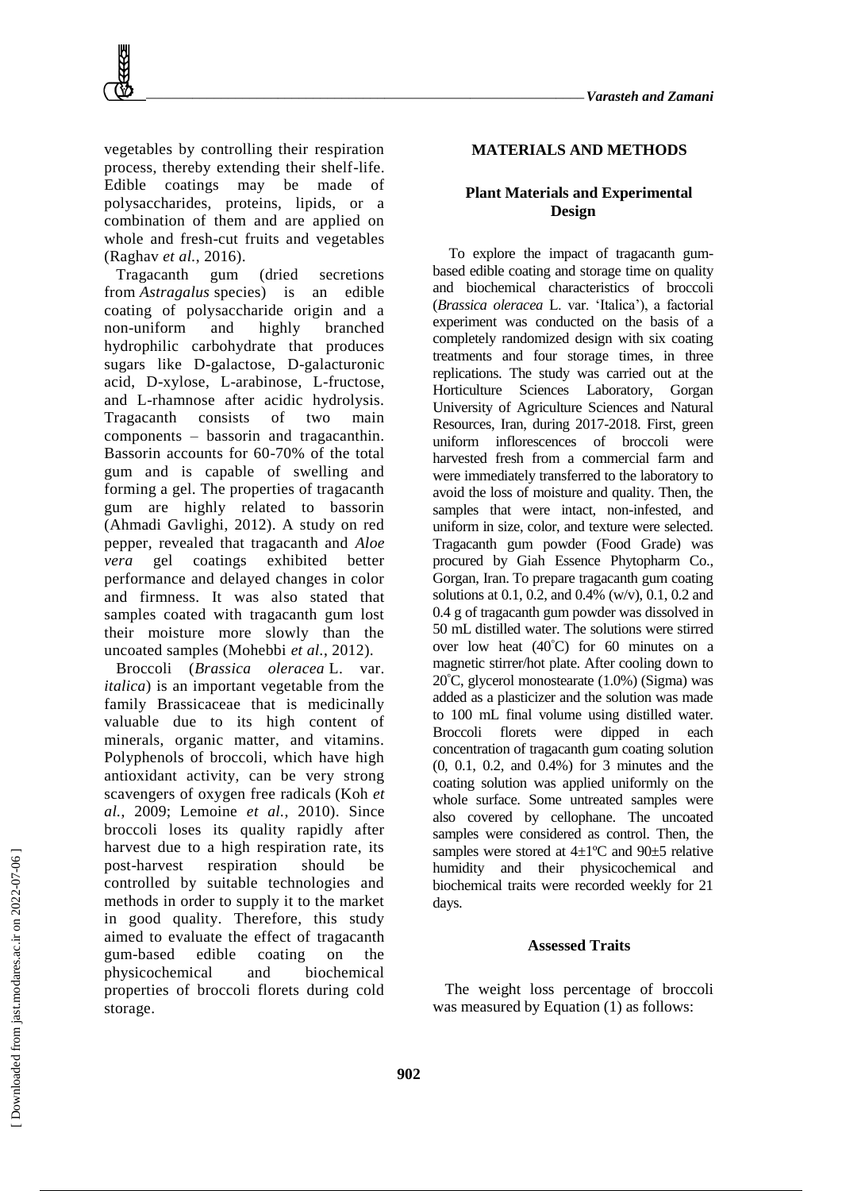vegetables by controlling their respiration process, thereby extending their shelf-life. Edible coatings may be made of polysaccharides, proteins, lipids, or a combination of them and are applied on whole and fresh-cut fruits and vegetables (Raghav *et al.*, 2016).

Tragacanth gum (dried secretions from *Astragalus* species) is an edible coating of polysaccharide origin and a non-uniform and highly branched hydrophilic carbohydrate that produces sugars like D-galactose, D-galacturonic acid, D-xylose, L-arabinose, L-fructose, and L-rhamnose after acidic hydrolysis. Tragacanth consists of two main components – bassorin and tragacanthin. Bassorin accounts for 60-70% of the total gum and is capable of swelling and forming a gel. The properties of tragacanth gum are highly related to bassorin (Ahmadi Gavlighi, 2012). A study on red pepper, revealed that tragacanth and *Aloe vera* gel coatings exhibited better performance and delayed changes in color and firmness. It was also stated that samples coated with tragacanth gum lost their moisture more slowly than the uncoated samples (Mohebbi *et al.*, 2012).

Broccoli (*Brassica oleracea* L. var. *italica*) is an important vegetable from the family Brassicaceae that is medicinally valuable due to its high content of minerals, organic matter, and vitamins. Polyphenols of broccoli, which have high antioxidant activity, can be very strong scavengers of oxygen free radicals (Koh *et al.*, 2009; Lemoine *et al.*, 2010). Since broccoli loses its quality rapidly after harvest due to a high respiration rate, its post-harvest respiration should be controlled by suitable technologies and methods in order to supply it to the market in good quality. Therefore, this study aimed to evaluate the effect of tragacanth gum-based edible coating on the physicochemical and biochemical properties of broccoli florets during cold storage.

## MATERIALS AND METHODS

### Plant Materials and Experimental Design

To explore the impact of tragacanth gum-based edible coating and storage time on quality and biochemical characteristics of broccoli (*Brassica oleracea* L. var. 'Italica'), a factorial experiment was conducted on the basis of a completely randomized design with six coating treatments and four storage times, in three replications. The study was carried out at the Horticulture Sciences Laboratory, Gorgan University of Agriculture Sciences and Natural Resources, Iran, during 2017-2018. First, green uniform inflorescences of broccoli were harvested fresh from a commercial farm and were immediately transferred to the laboratory to avoid the loss of moisture and quality. Then, the samples that were intact, non-infested, and uniform in size, color, and texture were selected. Tragacanth gum powder (Food Grade) was procured by Giah Essence Phytopharm Co., Gorgan, Iran. To prepare tragacanth gum coating solutions at 0.1, 0.2, and 0.4% (w/v), 0.1, 0.2 and 0.4 g of tragacanth gum powder was dissolved in 50 mL distilled water. The solutions were stirred over low heat (40°C) for 60 minutes on a magnetic stirrer/hot plate. After cooling down to 20°C, glycerol monostearate (1.0%) (Sigma) was added as a plasticizer and the solution was made to 100 mL final volume using distilled water. Broccoli florets were dipped in each concentration of tragacanth gum coating solution (0, 0.1, 0.2, and 0.4%) for 3 minutes and the coating solution was applied uniformly on the whole surface. Some untreated samples were also covered by cellophane. The uncoated samples were considered as control. Then, the samples were stored at 4±1ºC and 90±5 relative humidity and their physicochemical and biochemical traits were recorded weekly for 21 days.

### Assessed Traits

The weight loss percentage of broccoli was measured by Equation (1) as follows: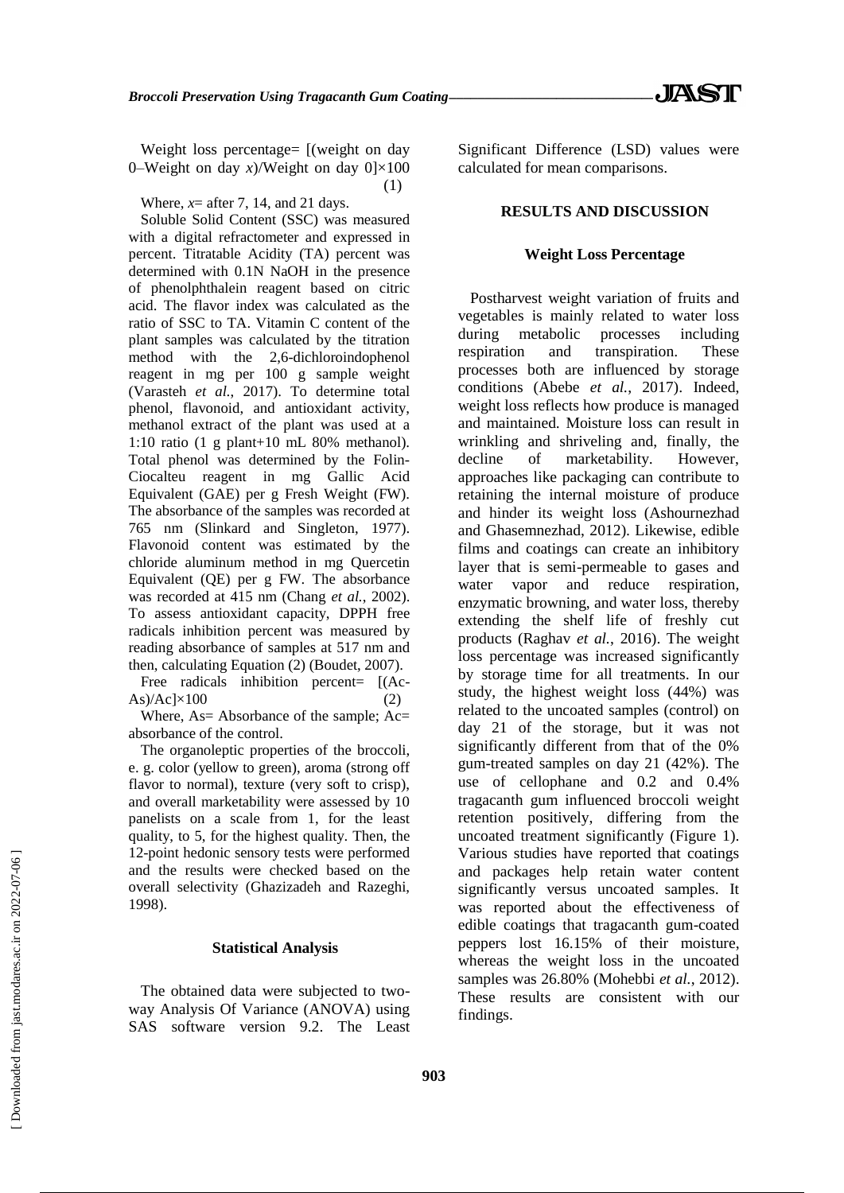Weight loss percentage= [(weight on day 0–Weight on day *x*)/Weight on day 0]×100 (1)

Where, *x*= after 7, 14, and 21 days.

Soluble Solid Content (SSC) was measured with a digital refractometer and expressed in percent. Titratable Acidity (TA) percent was determined with 0.1N NaOH in the presence of phenolphthalein reagent based on citric acid. The flavor index was calculated as the ratio of SSC to TA. Vitamin C content of the plant samples was calculated by the titration method with the 2,6-dichloroindophenol reagent in mg per 100 g sample weight (Varasteh *et al.*, 2017). To determine total phenol, flavonoid, and antioxidant activity, methanol extract of the plant was used at a 1:10 ratio (1 g plant+10 mL 80% methanol). Total phenol was determined by the Folin-Ciocalteu reagent in mg Gallic Acid Equivalent (GAE) per g Fresh Weight (FW). The absorbance of the samples was recorded at 765 nm (Slinkard and Singleton, 1977). Flavonoid content was estimated by the chloride aluminum method in mg Quercetin Equivalent (QE) per g FW. The absorbance was recorded at 415 nm (Chang *et al.*, 2002). To assess antioxidant capacity, DPPH free radicals inhibition percent was measured by reading absorbance of samples at 517 nm and then, calculating Equation (2) (Boudet, 2007).

Free radicals inhibition percent= [(Ac-As)/Ac]×100 (2)

Where, As= Absorbance of the sample; Ac= absorbance of the control.

The organoleptic properties of the broccoli, e. g. color (yellow to green), aroma (strong off flavor to normal), texture (very soft to crisp), and overall marketability were assessed by 10 panelists on a scale from 1, for the least quality, to 5, for the highest quality. Then, the 12-point hedonic sensory tests were performed and the results were checked based on the overall selectivity (Ghazizadeh and Razeghi, 1998).

### Statistical Analysis

The obtained data were subjected to two-way Analysis Of Variance (ANOVA) using SAS software version 9.2. The Least Significant Difference (LSD) values were calculated for mean comparisons.

## RESULTS AND DISCUSSION

### Weight Loss Percentage

Postharvest weight variation of fruits and vegetables is mainly related to water loss during metabolic processes including respiration and transpiration. These processes both are influenced by storage conditions (Abebe *et al.*, 2017). Indeed, weight loss reflects how produce is managed and maintained. Moisture loss can result in wrinkling and shriveling and, finally, the decline of marketability. However, approaches like packaging can contribute to retaining the internal moisture of produce and hinder its weight loss (Ashournezhad and Ghasemnezhad, 2012). Likewise, edible films and coatings can create an inhibitory layer that is semi-permeable to gases and water vapor and reduce respiration, enzymatic browning, and water loss, thereby extending the shelf life of freshly cut products (Raghav *et al.*, 2016). The weight loss percentage was increased significantly by storage time for all treatments. In our study, the highest weight loss (44%) was related to the uncoated samples (control) on day 21 of the storage, but it was not significantly different from that of the 0% gum-treated samples on day 21 (42%). The use of cellophane and 0.2 and 0.4% tragacanth gum influenced broccoli weight retention positively, differing from the uncoated treatment significantly (Figure 1). Various studies have reported that coatings and packages help retain water content significantly versus uncoated samples. It was reported about the effectiveness of edible coatings that tragacanth gum-coated peppers lost 16.15% of their moisture, whereas the weight loss in the uncoated samples was 26.80% (Mohebbi *et al.*, 2012). These results are consistent with our findings.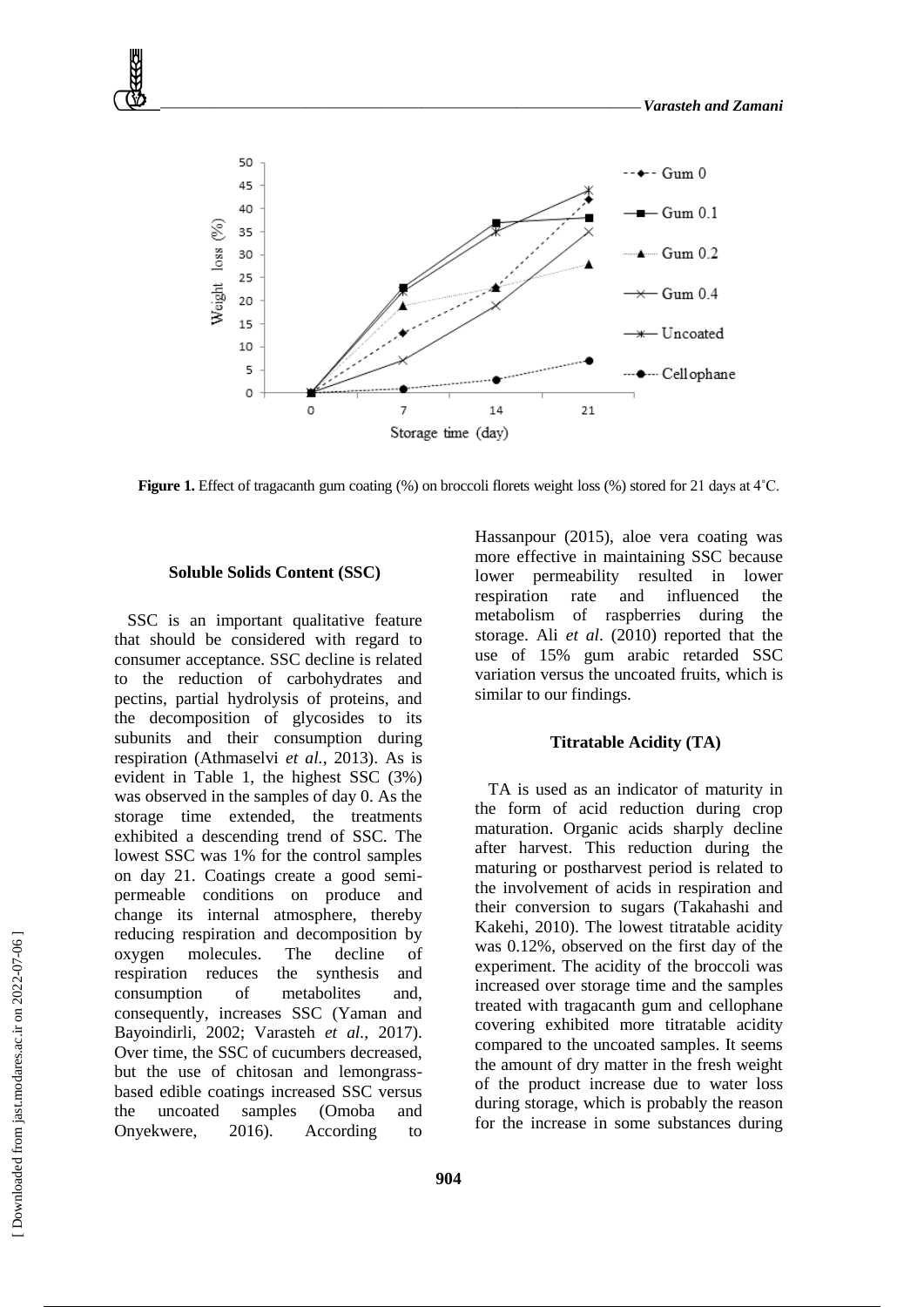**Figure 1.** Effect of tragacanth gum coating (%) on broccoli florets weight loss (%) stored for 21 days at 4˚C.

## Soluble Solids Content (SSC)

SSC is an important qualitative feature that should be considered with regard to consumer acceptance. SSC decline is related to the reduction of carbohydrates and pectins, partial hydrolysis of proteins, and the decomposition of glycosides to its subunits and their consumption during respiration (Athmaselvi *et al.*, 2013). As is evident in Table 1, the highest SSC (3%) was observed in the samples of day 0. As the storage time extended, the treatments exhibited a descending trend of SSC. The lowest SSC was 1% for the control samples on day 21. Coatings create a good semi-permeable conditions on produce and change its internal atmosphere, thereby reducing respiration and decomposition by oxygen molecules. The decline of respiration reduces the synthesis and consumption of metabolites and, consequently, increases SSC (Yaman and Bayoindirli, 2002; Varasteh *et al.*, 2017). Over time, the SSC of cucumbers decreased, but the use of chitosan and lemongrass-based edible coatings increased SSC versus the uncoated samples (Omoba and Onyekwere, 2016). According to Hassanpour (2015), aloe vera coating was more effective in maintaining SSC because lower permeability resulted in lower respiration rate and influenced the metabolism of raspberries during the storage. Ali *et al.* (2010) reported that the use of 15% gum arabic retarded SSC variation versus the uncoated fruits, which is similar to our findings.

## Titratable Acidity (TA)

TA is used as an indicator of maturity in the form of acid reduction during crop maturation. Organic acids sharply decline after harvest. This reduction during the maturing or postharvest period is related to the involvement of acids in respiration and their conversion to sugars (Takahashi and Kakehi, 2010). The lowest titratable acidity was 0.12%, observed on the first day of the experiment. The acidity of the broccoli was increased over storage time and the samples treated with tragacanth gum and cellophane covering exhibited more titratable acidity compared to the uncoated samples. It seems the amount of dry matter in the fresh weight of the product increase due to water loss during storage, which is probably the reason for the increase in some substances during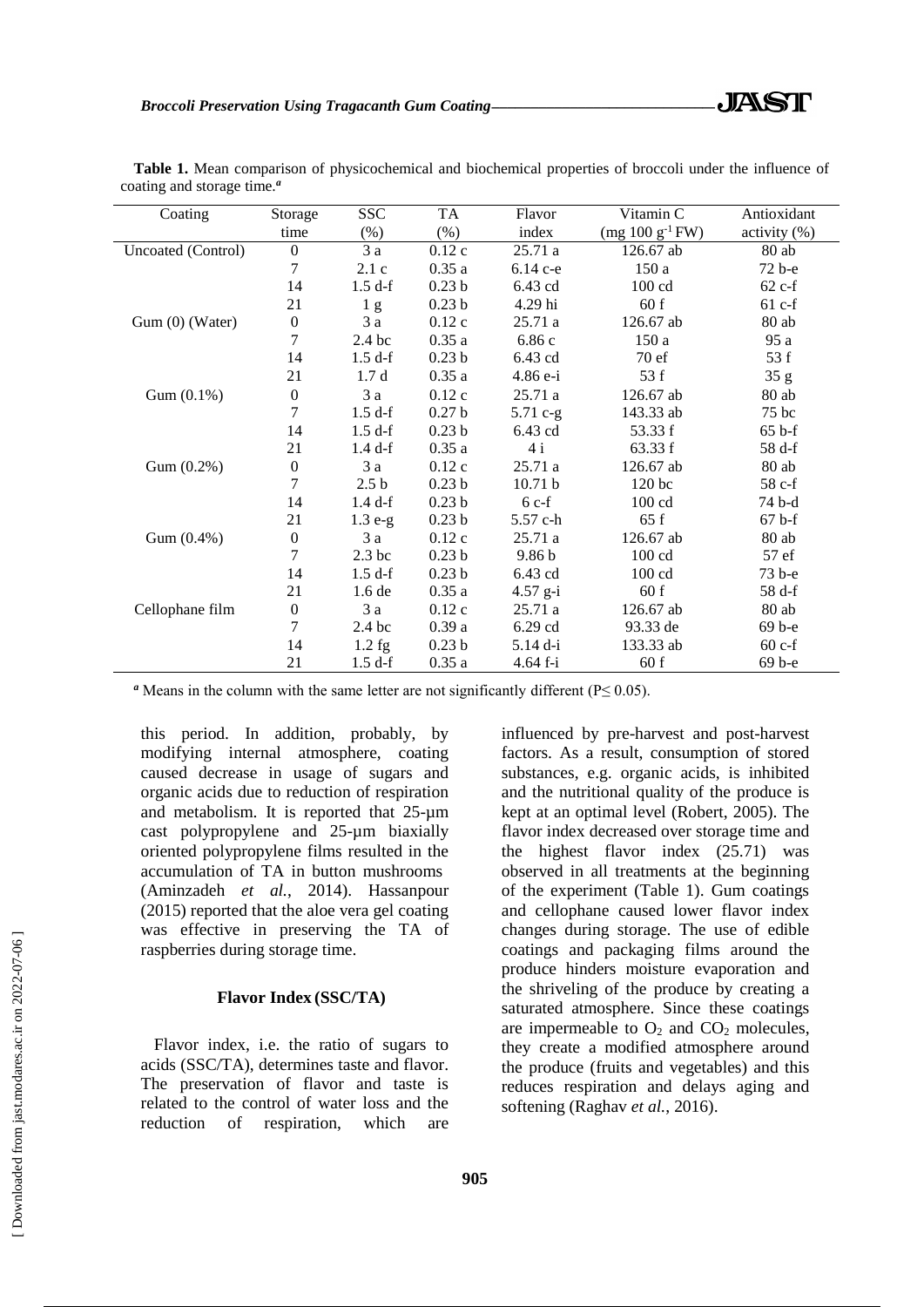**Table 1.** Mean comparison of physicochemical and biochemical properties of broccoli under the influence of coating and storage time.[a]

| Coating | Storage time | SSC (%) | TA (%) | Flavor index | Vitamin C (mg 100 $g^{-1}$ FW) | Antioxidant activity (%) |
|---|---|---|---|---|---|---|
| Uncoated (Control) | 0 | 3 a | 0.12 c | 25.71 a | 126.67 ab | 80 ab |
| | 7 | 2.1 c | 0.35 a | 6.14 c-e | 150 a | 72 b-e |
| | 14 | 1.5 d-f | 0.23 b | 6.43 cd | 100 cd | 62 c-f |
| | 21 | 1 g | 0.23 b | 4.29 hi | 60 f | 61 c-f |
| Gum (0) (Water) | 0 | 3 a | 0.12 c | 25.71 a | 126.67 ab | 80 ab |
| | 7 | 2.4 bc | 0.35 a | 6.86 c | 150 a | 95 a |
| | 14 | 1.5 d-f | 0.23 b | 6.43 cd | 70 ef | 53 f |
| | 21 | 1.7 d | 0.35 a | 4.86 e-i | 53 f | 35 g |
| Gum (0.1%) | 0 | 3 a | 0.12 c | 25.71 a | 126.67 ab | 80 ab |
| | 7 | 1.5 d-f | 0.27 b | 5.71 c-g | 143.33 ab | 75 bc |
| | 14 | 1.5 d-f | 0.23 b | 6.43 cd | 53.33 f | 65 b-f |
| | 21 | 1.4 d-f | 0.35 a | 4 i | 63.33 f | 58 d-f |
| Gum (0.2%) | 0 | 3 a | 0.12 c | 25.71 a | 126.67 ab | 80 ab |
| | 7 | 2.5 b | 0.23 b | 10.71 b | 120 bc | 58 c-f |
| | 14 | 1.4 d-f | 0.23 b | 6 c-f | 100 cd | 74 b-d |
| | 21 | 1.3 e-g | 0.23 b | 5.57 c-h | 65 f | 67 b-f |
| Gum (0.4%) | 0 | 3 a | 0.12 c | 25.71 a | 126.67 ab | 80 ab |
| | 7 | 2.3 bc | 0.23 b | 9.86 b | 100 cd | 57 ef |
| | 14 | 1.5 d-f | 0.23 b | 6.43 cd | 100 cd | 73 b-e |
| | 21 | 1.6 de | 0.35 a | 4.57 g-i | 60 f | 58 d-f |
| Cellophane film | 0 | 3 a | 0.12 c | 25.71 a | 126.67 ab | 80 ab |
| | 7 | 2.4 bc | 0.39 a | 6.29 cd | 93.33 de | 69 b-e |
| | 14 | 1.2 fg | 0.23 b | 5.14 d-i | 133.33 ab | 60 c-f |
| | 21 | 1.5 d-f | 0.35 a | 4.64 f-i | 60 f | 69 b-e |

[a] Means in the column with the same letter are not significantly different ($P \leq 0.05$).

this period. In addition, probably, by modifying internal atmosphere, coating caused decrease in usage of sugars and organic acids due to reduction of respiration and metabolism. It is reported that 25-µm cast polypropylene and 25-µm biaxially oriented polypropylene films resulted in the accumulation of TA in button mushrooms (Aminzadeh *et al.*, 2014). Hassanpour (2015) reported that the aloe vera gel coating was effective in preserving the TA of raspberries during storage time.

### Flavor Index (SSC/TA)

Flavor index, i.e. the ratio of sugars to acids (SSC/TA), determines taste and flavor. The preservation of flavor and taste is related to the control of water loss and the reduction of respiration, which are influenced by pre-harvest and post-harvest factors. As a result, consumption of stored substances, e.g. organic acids, is inhibited and the nutritional quality of the produce is kept at an optimal level (Robert, 2005). The flavor index decreased over storage time and the highest flavor index (25.71) was observed in all treatments at the beginning of the experiment (Table 1). Gum coatings and cellophane caused lower flavor index changes during storage. The use of edible coatings and packaging films around the produce hinders moisture evaporation and the shriveling of the produce by creating a saturated atmosphere. Since these coatings are impermeable to $O_2$ and $CO_2$ molecules, they create a modified atmosphere around the produce (fruits and vegetables) and this reduces respiration and delays aging and softening (Raghav *et al.*, 2016).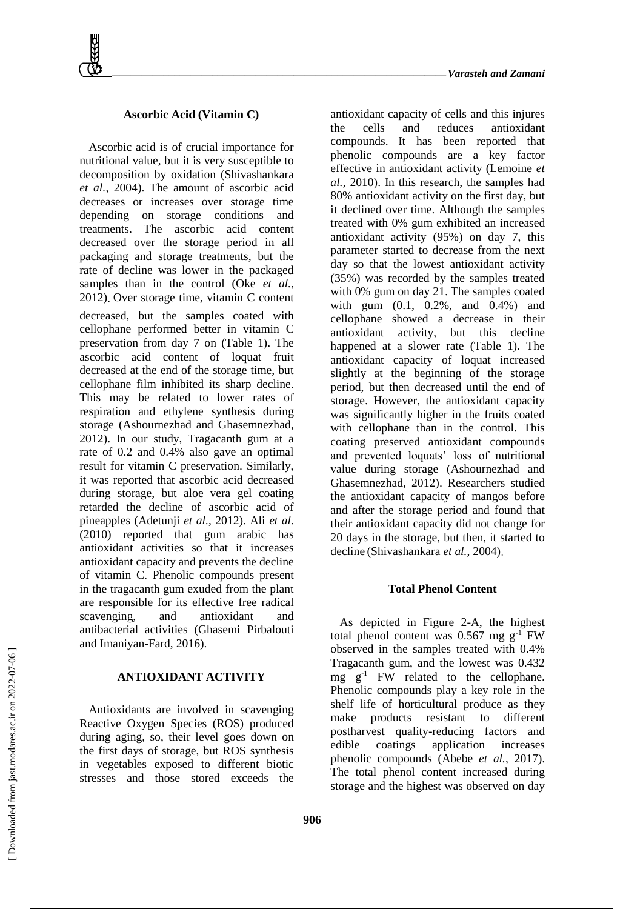### Ascorbic Acid (Vitamin C)

Ascorbic acid is of crucial importance for nutritional value, but it is very susceptible to decomposition by oxidation (Shivashankara *et al.*, 2004). The amount of ascorbic acid decreases or increases over storage time depending on storage conditions and treatments. The ascorbic acid content decreased over the storage period in all packaging and storage treatments, but the rate of decline was lower in the packaged samples than in the control (Oke *et al.*, 2012). Over storage time, vitamin C content decreased, but the samples coated with cellophane performed better in vitamin C preservation from day 7 on (Table 1). The ascorbic acid content of loquat fruit decreased at the end of the storage time, but cellophane film inhibited its sharp decline. This may be related to lower rates of respiration and ethylene synthesis during storage (Ashournezhad and Ghasemnezhad, 2012). In our study, Tragacanth gum at a rate of 0.2 and 0.4% also gave an optimal result for vitamin C preservation. Similarly, it was reported that ascorbic acid decreased during storage, but aloe vera gel coating retarded the decline of ascorbic acid of pineapples (Adetunji *et al*., 2012). Ali *et al*. (2010) reported that gum arabic has antioxidant activities so that it increases antioxidant capacity and prevents the decline of vitamin C. Phenolic compounds present in the tragacanth gum exuded from the plant are responsible for its effective free radical scavenging, and antioxidant and antibacterial activities (Ghasemi Pirbalouti and Imaniyan-Fard, 2016).

### ANTIOXIDANT ACTIVITY

Antioxidants are involved in scavenging Reactive Oxygen Species (ROS) produced during aging, so, their level goes down on the first days of storage, but ROS synthesis in vegetables exposed to different biotic stresses and those stored exceeds the antioxidant capacity of cells and this injures the cells and reduces antioxidant compounds. It has been reported that phenolic compounds are a key factor effective in antioxidant activity (Lemoine *et al.*, 2010). In this research, the samples had 80% antioxidant activity on the first day, but it declined over time. Although the samples treated with 0% gum exhibited an increased antioxidant activity (95%) on day 7, this parameter started to decrease from the next day so that the lowest antioxidant activity (35%) was recorded by the samples treated with 0% gum on day 21. The samples coated with gum (0.1, 0.2%, and 0.4%) and cellophane showed a decrease in their antioxidant activity, but this decline happened at a slower rate (Table 1). The antioxidant capacity of loquat increased slightly at the beginning of the storage period, but then decreased until the end of storage. However, the antioxidant capacity was significantly higher in the fruits coated with cellophane than in the control. This coating preserved antioxidant compounds and prevented loquats' loss of nutritional value during storage (Ashournezhad and Ghasemnezhad, 2012). Researchers studied the antioxidant capacity of mangos before and after the storage period and found that their antioxidant capacity did not change for 20 days in the storage, but then, it started to decline (Shivashankara *et al.*, 2004).

### Total Phenol Content

As depicted in Figure 2-A, the highest total phenol content was 0.567 mg $g^{-1}$ FW observed in the samples treated with 0.4% Tragacanth gum, and the lowest was 0.432 mg $g^{-1}$ FW related to the cellophane. Phenolic compounds play a key role in the shelf life of horticultural produce as they make products resistant to different postharvest quality-reducing factors and edible coatings application increases phenolic compounds (Abebe *et al.*, 2017). The total phenol content increased during storage and the highest was observed on day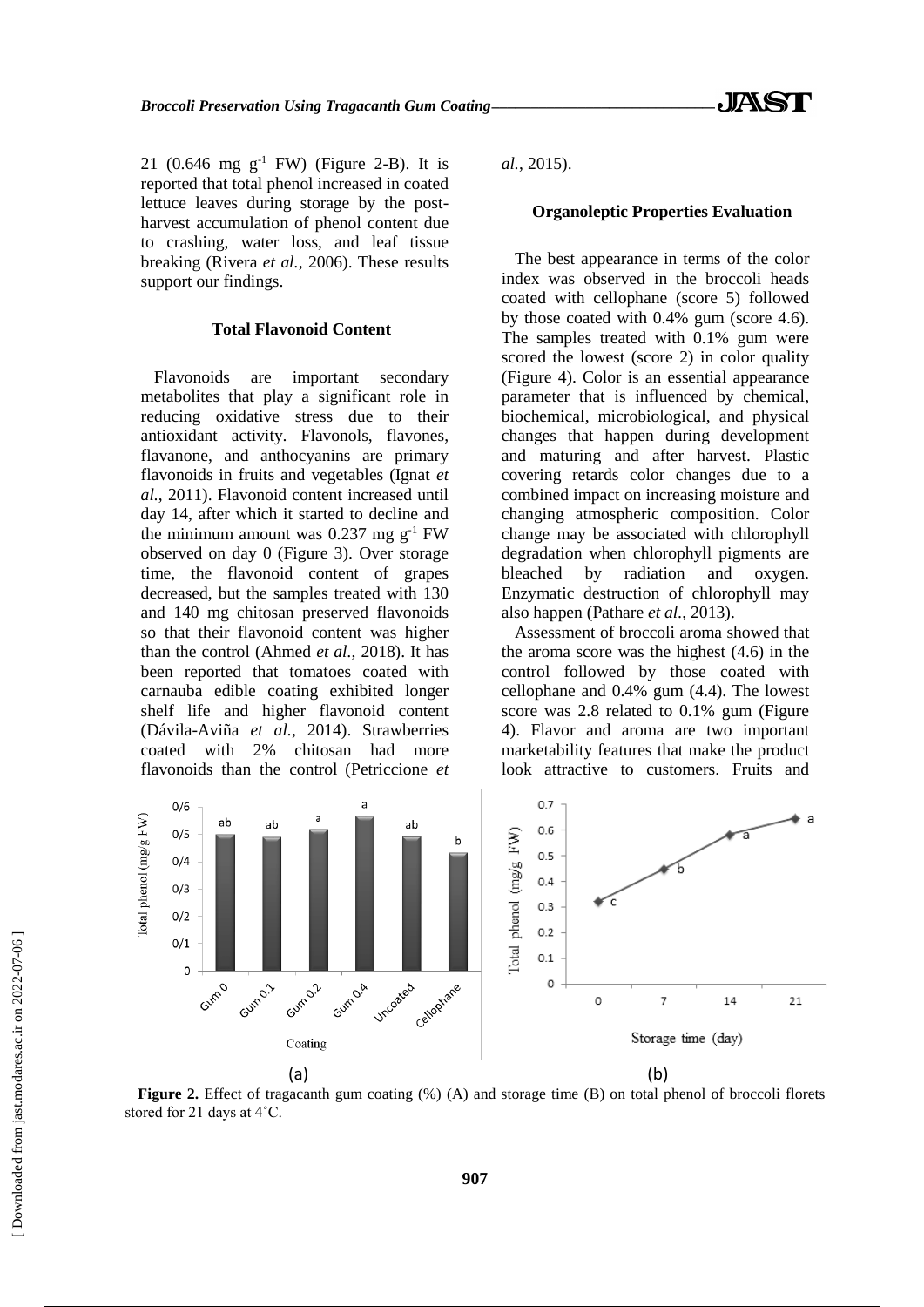21 (0.646 mg $g^{-1}$ FW) (Figure 2-B). It is reported that total phenol increased in coated lettuce leaves during storage by the post-harvest accumulation of phenol content due to crashing, water loss, and leaf tissue breaking (Rivera *et al.*, 2006). These results support our findings.

### Total Flavonoid Content

Flavonoids are important secondary metabolites that play a significant role in reducing oxidative stress due to their antioxidant activity. Flavonols, flavones, flavanone, and anthocyanins are primary flavonoids in fruits and vegetables (Ignat *et al.*, 2011). Flavonoid content increased until day 14, after which it started to decline and the minimum amount was 0.237 mg $g^{-1}$ FW observed on day 0 (Figure 3). Over storage time, the flavonoid content of grapes decreased, but the samples treated with 130 and 140 mg chitosan preserved flavonoids so that their flavonoid content was higher than the control (Ahmed *et al.*, 2018). It has been reported that tomatoes coated with carnauba edible coating exhibited longer shelf life and higher flavonoid content (Dávila-Aviña *et al.*, 2014). Strawberries coated with 2% chitosan had more flavonoids than the control (Petriccione *et al.*, 2015).

### Organoleptic Properties Evaluation

The best appearance in terms of the color index was observed in the broccoli heads coated with cellophane (score 5) followed by those coated with 0.4% gum (score 4.6). The samples treated with 0.1% gum were scored the lowest (score 2) in color quality (Figure 4). Color is an essential appearance parameter that is influenced by chemical, biochemical, microbiological, and physical changes that happen during development and maturing and after harvest. Plastic covering retards color changes due to a combined impact on increasing moisture and changing atmospheric composition. Color change may be associated with chlorophyll degradation when chlorophyll pigments are bleached by radiation and oxygen. Enzymatic destruction of chlorophyll may also happen (Pathare *et al.*, 2013).

Assessment of broccoli aroma showed that the aroma score was the highest (4.6) in the control followed by those coated with cellophane and 0.4% gum (4.4). The lowest score was 2.8 related to 0.1% gum (Figure 4). Flavor and aroma are two important marketability features that make the product look attractive to customers. Fruits and

**Figure 2.** Effect of tragacanth gum coating (%) (A) and storage time (B) on total phenol of broccoli florets stored for 21 days at 4˚C.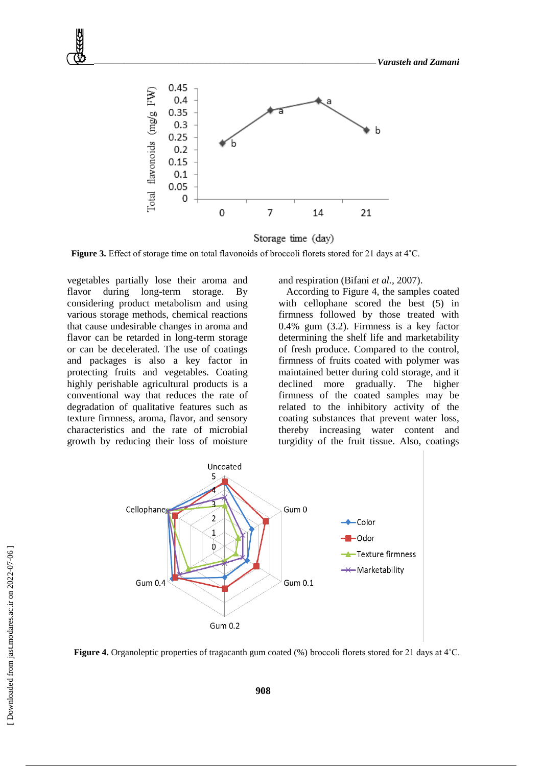**Figure 3.** Effect of storage time on total flavonoids of broccoli florets stored for 21 days at 4˚C.

vegetables partially lose their aroma and flavor during long-term storage. By considering product metabolism and using various storage methods, chemical reactions that cause undesirable changes in aroma and flavor can be retarded in long-term storage or can be decelerated. The use of coatings and packages is also a key factor in protecting fruits and vegetables. Coating highly perishable agricultural products is a conventional way that reduces the rate of degradation of qualitative features such as texture firmness, aroma, flavor, and sensory characteristics and the rate of microbial growth by reducing their loss of moisture and respiration (Bifani *et al.*, 2007).

According to Figure 4, the samples coated with cellophane scored the best (5) in firmness followed by those treated with 0.4% gum (3.2). Firmness is a key factor determining the shelf life and marketability of fresh produce. Compared to the control, firmness of fruits coated with polymer was maintained better during cold storage, and it declined more gradually. The higher firmness of the coated samples may be related to the inhibitory activity of the coating substances that prevent water loss, thereby increasing water content and turgidity of the fruit tissue. Also, coatings

**Figure 4.** Organoleptic properties of tragacanth gum coated (%) broccoli florets stored for 21 days at 4˚C.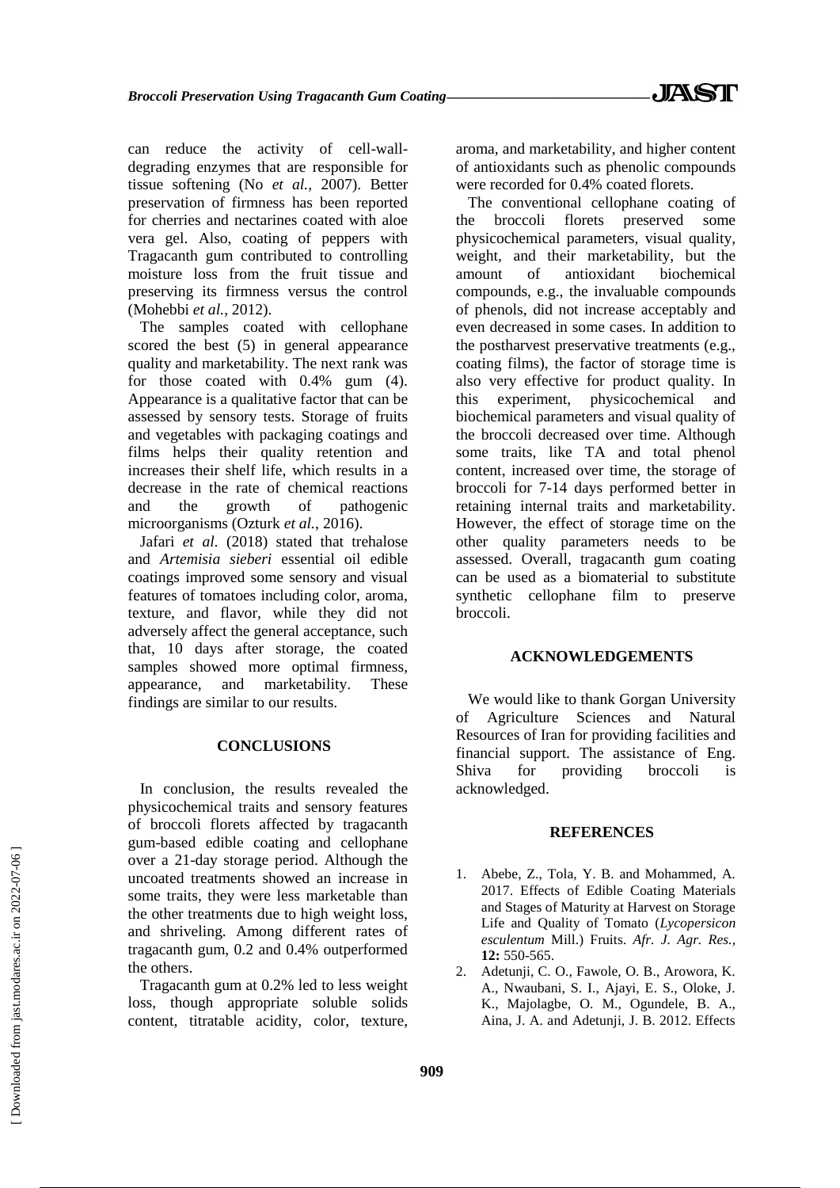can reduce the activity of cell-wall-degrading enzymes that are responsible for tissue softening (No *et al.*, 2007). Better preservation of firmness has been reported for cherries and nectarines coated with aloe vera gel. Also, coating of peppers with Tragacanth gum contributed to controlling moisture loss from the fruit tissue and preserving its firmness versus the control (Mohebbi *et al.*, 2012).

The samples coated with cellophane scored the best (5) in general appearance quality and marketability. The next rank was for those coated with 0.4% gum (4). Appearance is a qualitative factor that can be assessed by sensory tests. Storage of fruits and vegetables with packaging coatings and films helps their quality retention and increases their shelf life, which results in a decrease in the rate of chemical reactions and the growth of pathogenic microorganisms (Ozturk *et al.*, 2016).

Jafari *et al.* (2018) stated that trehalose and *Artemisia sieberi* essential oil edible coatings improved some sensory and visual features of tomatoes including color, aroma, texture, and flavor, while they did not adversely affect the general acceptance, such that, 10 days after storage, the coated samples showed more optimal firmness, appearance, and marketability. These findings are similar to our results.

## CONCLUSIONS

In conclusion, the results revealed the physicochemical traits and sensory features of broccoli florets affected by tragacanth gum-based edible coating and cellophane over a 21-day storage period. Although the uncoated treatments showed an increase in some traits, they were less marketable than the other treatments due to high weight loss, and shriveling. Among different rates of tragacanth gum, 0.2 and 0.4% outperformed the others.

Tragacanth gum at 0.2% led to less weight loss, though appropriate soluble solids content, titratable acidity, color, texture, aroma, and marketability, and higher content of antioxidants such as phenolic compounds were recorded for 0.4% coated florets.

The conventional cellophane coating of the broccoli florets preserved some physicochemical parameters, visual quality, weight, and their marketability, but the amount of antioxidant biochemical compounds, e.g., the invaluable compounds of phenols, did not increase acceptably and even decreased in some cases. In addition to the postharvest preservative treatments (e.g., coating films), the factor of storage time is also very effective for product quality. In this experiment, physicochemical and biochemical parameters and visual quality of the broccoli decreased over time. Although some traits, like TA and total phenol content, increased over time, the storage of broccoli for 7-14 days performed better in retaining internal traits and marketability. However, the effect of storage time on the other quality parameters needs to be assessed. Overall, tragacanth gum coating can be used as a biomaterial to substitute synthetic cellophane film to preserve broccoli.

## ACKNOWLEDGEMENTS

We would like to thank Gorgan University of Agriculture Sciences and Natural Resources of Iran for providing facilities and financial support. The assistance of Eng. Shiva for providing broccoli is acknowledged.

## REFERENCES

1. Abebe, Z., Tola, Y. B. and Mohammed, A. 2017. Effects of Edible Coating Materials and Stages of Maturity at Harvest on Storage Life and Quality of Tomato (*Lycopersicon esculentum* Mill.) Fruits. *Afr. J. Agr. Res.*, **12:** 550-565.
2. Adetunji, C. O., Fawole, O. B., Arowora, K. A., Nwaubani, S. I., Ajayi, E. S., Oloke, J. K., Majolagbe, O. M., Ogundele, B. A., Aina, J. A. and Adetunji, J. B. 2012. Effects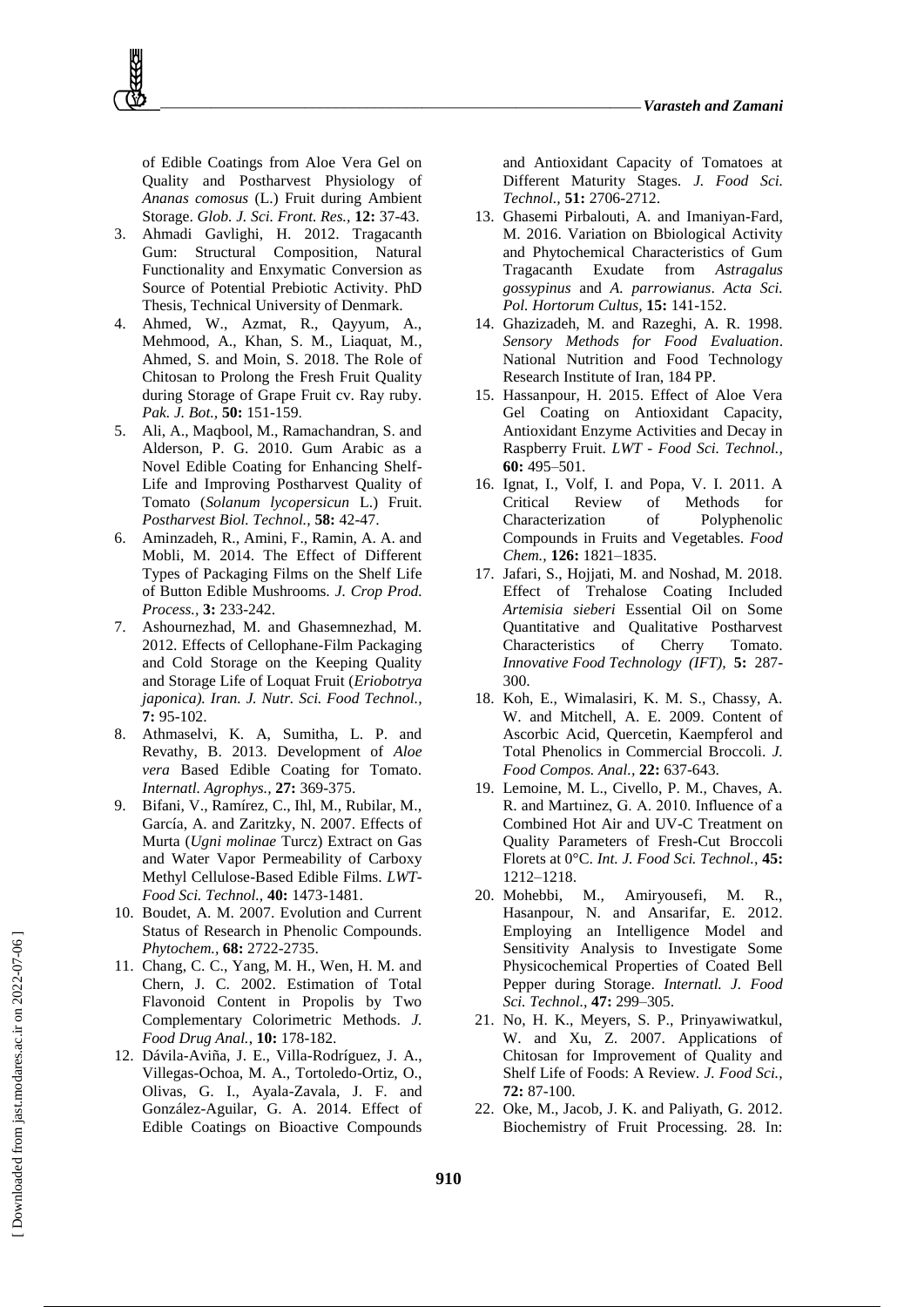of Edible Coatings from Aloe Vera Gel on Quality and Postharvest Physiology of *Ananas comosus* (L.) Fruit during Ambient Storage. *Glob. J. Sci. Front. Res.,* **12:** 37-43.

3. Ahmadi Gavlighi, H. 2012. Tragacanth Gum: Structural Composition, Natural Functionality and Enxymatic Conversion as Source of Potential Prebiotic Activity. PhD Thesis, Technical University of Denmark.
4. Ahmed, W., Azmat, R., Qayyum, A., Mehmood, A., Khan, S. M., Liaquat, M., Ahmed, S. and Moin, S. 2018. The Role of Chitosan to Prolong the Fresh Fruit Quality during Storage of Grape Fruit cv. Ray ruby. *Pak. J. Bot.,* **50:** 151-159.
5. Ali, A., Maqbool, M., Ramachandran, S. and Alderson, P. G. 2010. Gum Arabic as a Novel Edible Coating for Enhancing Shelf-Life and Improving Postharvest Quality of Tomato (*Solanum lycopersicun* L.) Fruit. *Postharvest Biol. Technol.,* **58:** 42-47.
6. Aminzadeh, R., Amini, F., Ramin, A. A. and Mobli, M. 2014. The Effect of Different Types of Packaging Films on the Shelf Life of Button Edible Mushrooms. *J. Crop Prod. Process.,* **3:** 233-242.
7. Ashournezhad, M. and Ghasemnezhad, M. 2012. Effects of Cellophane-Film Packaging and Cold Storage on the Keeping Quality and Storage Life of Loquat Fruit (*Eriobotrya japonica). Iran. J. Nutr. Sci. Food Technol.,* **7:** 95-102.
8. Athmaselvi, K. A, Sumitha, L. P. and Revathy, B. 2013. Development of *Aloe vera* Based Edible Coating for Tomato. *Internatl. Agrophys.,* **27:** 369-375.
9. Bifani, V., Ramírez, C., Ihl, M., Rubilar, M., García, A. and Zaritzky, N. 2007. Effects of Murta (*Ugni molinae* Turcz) Extract on Gas and Water Vapor Permeability of Carboxy Methyl Cellulose-Based Edible Films. *LWT-Food Sci. Technol.,* **40:** 1473-1481.
10. Boudet, A. M. 2007. Evolution and Current Status of Research in Phenolic Compounds. *Phytochem.,* **68:** 2722-2735.
11. Chang, C. C., Yang, M. H., Wen, H. M. and Chern, J. C. 2002. Estimation of Total Flavonoid Content in Propolis by Two Complementary Colorimetric Methods. *J. Food Drug Anal.,* **10:** 178-182.
12. Dávila-Aviña, J. E., Villa-Rodríguez, J. A., Villegas-Ochoa, M. A., Tortoledo-Ortiz, O., Olivas, G. I., Ayala-Zavala, J. F. and González-Aguilar, G. A. 2014. Effect of Edible Coatings on Bioactive Compounds and Antioxidant Capacity of Tomatoes at Different Maturity Stages. *J. Food Sci. Technol.,* **51:** 2706-2712.
13. Ghasemi Pirbalouti, A. and Imaniyan-Fard, M. 2016. Variation on Bbiological Activity and Phytochemical Characteristics of Gum Tragacanth Exudate from *Astragalus gossypinus* and *A. parrowianus*. *Acta Sci. Pol. Hortorum Cultus,* **15:** 141-152.
14. Ghazizadeh, M. and Razeghi, A. R. 1998. *Sensory Methods for Food Evaluation*. National Nutrition and Food Technology Research Institute of Iran, 184 PP.
15. Hassanpour, H. 2015. Effect of Aloe Vera Gel Coating on Antioxidant Capacity, Antioxidant Enzyme Activities and Decay in Raspberry Fruit. *LWT - Food Sci. Technol.,* **60:** 495–501.
16. Ignat, I., Volf, I. and Popa, V. I. 2011. A Critical Review of Methods for Characterization of Polyphenolic Compounds in Fruits and Vegetables. *Food Chem.,* **126:** 1821–1835.
17. Jafari, S., Hojjati, M. and Noshad, M. 2018. Effect of Trehalose Coating Included *Artemisia sieberi* Essential Oil on Some Quantitative and Qualitative Postharvest Characteristics of Cherry Tomato. *Innovative Food Technology (IFT),* **5:** 287-300.
18. Koh, E., Wimalasiri, K. M. S., Chassy, A. W. and Mitchell, A. E. 2009. Content of Ascorbic Acid, Quercetin, Kaempferol and Total Phenolics in Commercial Broccoli. *J. Food Compos. Anal.,* **22:** 637-643.
19. Lemoine, M. L., Civello, P. M., Chaves, A. R. and Martıınez, G. A. 2010. Influence of a Combined Hot Air and UV-C Treatment on Quality Parameters of Fresh-Cut Broccoli Florets at 0°C. *Int. J. Food Sci. Technol.,* **45:** 1212–1218.
20. Mohebbi, M., Amiryousefi, M. R., Hasanpour, N. and Ansarifar, E. 2012. Employing an Intelligence Model and Sensitivity Analysis to Investigate Some Physicochemical Properties of Coated Bell Pepper during Storage. *Internatl. J. Food Sci. Technol.,* **47:** 299–305.
21. No, H. K., Meyers, S. P., Prinyawiwatkul, W. and Xu, Z. 2007. Applications of Chitosan for Improvement of Quality and Shelf Life of Foods: A Review. *J. Food Sci.,* **72:** 87-100.
22. Oke, M., Jacob, J. K. and Paliyath, G. 2012. Biochemistry of Fruit Processing. 28. In: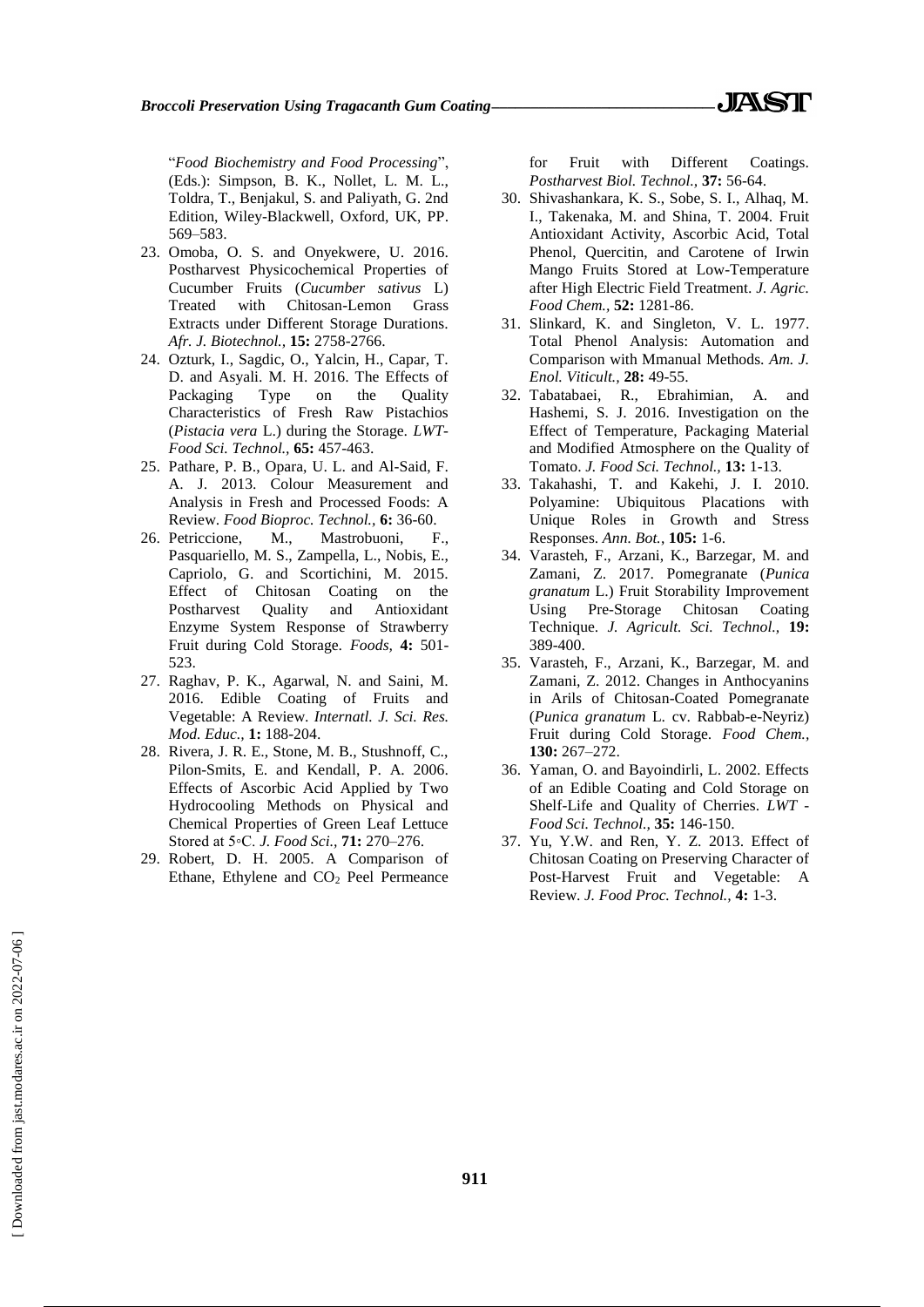"*Food Biochemistry and Food Processing*", (Eds.): Simpson, B. K., Nollet, L. M. L., Toldra, T., Benjakul, S. and Paliyath, G. 2nd Edition, Wiley-Blackwell, Oxford, UK, PP. 569–583.

23. Omoba, O. S. and Onyekwere, U. 2016. Postharvest Physicochemical Properties of Cucumber Fruits (*Cucumber sativus* L) Treated with Chitosan-Lemon Grass Extracts under Different Storage Durations. *Afr. J. Biotechnol.,* **15:** 2758-2766.
24. Ozturk, I., Sagdic, O., Yalcin, H., Capar, T. D. and Asyali. M. H. 2016. The Effects of Packaging Type on the Quality Characteristics of Fresh Raw Pistachios (*Pistacia vera* L.) during the Storage. *LWT-Food Sci. Technol.,* **65:** 457-463.
25. Pathare, P. B., Opara, U. L. and Al-Said, F. A. J. 2013. Colour Measurement and Analysis in Fresh and Processed Foods: A Review. *Food Bioproc. Technol.,* **6:** 36-60.
26. Petriccione, M., Mastrobuoni, F., Pasquariello, M. S., Zampella, L., Nobis, E., Capriolo, G. and Scortichini, M. 2015. Effect of Chitosan Coating on the Postharvest Quality and Antioxidant Enzyme System Response of Strawberry Fruit during Cold Storage. *Foods,* **4:** 501-523.
27. Raghav, P. K., Agarwal, N. and Saini, M. 2016. Edible Coating of Fruits and Vegetable: A Review. *Internatl. J. Sci. Res. Mod. Educ.,* **1:** 188-204.
28. Rivera, J. R. E., Stone, M. B., Stushnoff, C., Pilon-Smits, E. and Kendall, P. A. 2006. Effects of Ascorbic Acid Applied by Two Hydrocooling Methods on Physical and Chemical Properties of Green Leaf Lettuce Stored at 5◦C. *J. Food Sci.,* **71:** 270–276.
29. Robert, D. H. 2005. A Comparison of Ethane, Ethylene and $CO_2$ Peel Permeance for Fruit with Different Coatings. *Postharvest Biol. Technol.,* **37:** 56-64.
30. Shivashankara, K. S., Sobe, S. I., Alhaq, M. I., Takenaka, M. and Shina, T. 2004. Fruit Antioxidant Activity, Ascorbic Acid, Total Phenol, Quercitin, and Carotene of Irwin Mango Fruits Stored at Low-Temperature after High Electric Field Treatment. *J. Agric. Food Chem.,* **52:** 1281-86.
31. Slinkard, K. and Singleton, V. L. 1977. Total Phenol Analysis: Automation and Comparison with Mmanual Methods. *Am. J. Enol. Viticult.,* **28:** 49-55.
32. Tabatabaei, R., Ebrahimian, A. and Hashemi, S. J. 2016. Investigation on the Effect of Temperature, Packaging Material and Modified Atmosphere on the Quality of Tomato. *J. Food Sci. Technol.,* **13:** 1-13.
33. Takahashi, T. and Kakehi, J. I. 2010. Polyamine: Ubiquitous Placations with Unique Roles in Growth and Stress Responses. *Ann. Bot.,* **105:** 1-6.
34. Varasteh, F., Arzani, K., Barzegar, M. and Zamani, Z. 2017. Pomegranate (*Punica granatum* L.) Fruit Storability Improvement Using Pre-Storage Chitosan Coating Technique. *J. Agricult. Sci. Technol.,* **19:** 389-400.
35. Varasteh, F., Arzani, K., Barzegar, M. and Zamani, Z. 2012. Changes in Anthocyanins in Arils of Chitosan-Coated Pomegranate (*Punica granatum* L. cv. Rabbab-e-Neyriz) Fruit during Cold Storage. *Food Chem.,* **130:** 267–272.
36. Yaman, O. and Bayoindirli, L. 2002. Effects of an Edible Coating and Cold Storage on Shelf-Life and Quality of Cherries. *LWT - Food Sci. Technol.,* **35:** 146-150.
37. Yu, Y.W. and Ren, Y. Z. 2013. Effect of Chitosan Coating on Preserving Character of Post-Harvest Fruit and Vegetable: A Review. *J. Food Proc. Technol.,* **4:** 1-3.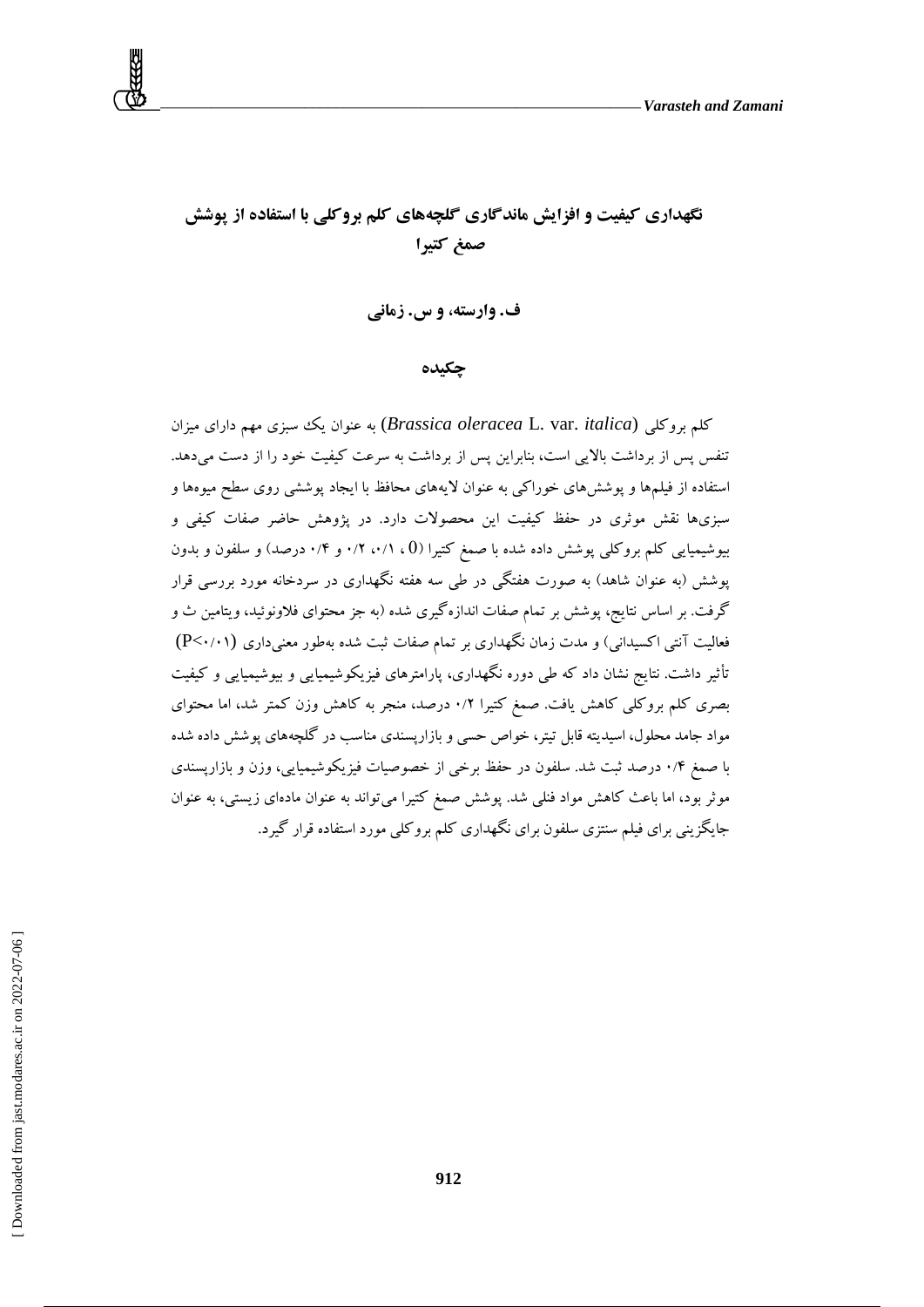# نگهداری کیفیت و افزایش ماندگاری گلچه‌های کلم بروکلی با استفاده از پوشش صمغ کتیرا

**ف. وارسته، و س. زمانی**

## چکیده

کلم بروکلی (*Brassica oleracea* L. var. *italica*) به عنوان یک سبزی مهم دارای میزان تنفس پس از برداشت بالایی است، بنابراین پس از برداشت به سرعت کیفیت خود را از دست می‌دهد. استفاده از فیلم‌ها و پوشش‌های خوراکی به عنوان لایه‌های محافظ با ایجاد پوششی روی سطح میوه‌ها و سبزی‌ها نقش موثری در حفظ کیفیت این محصولات دارد. در پژوهش حاضر صفات کیفی و بیوشیمیایی کلم بروکلی پوشش داده شده با صمغ کتیرا (0، ۰/۱، ۰/۲ و ۰/۴ درصد) و سلفون و بدون پوشش (به عنوان شاهد) به صورت هفتگی در طی سه هفته نگهداری در سردخانه مورد بررسی قرار گرفت. بر اساس نتایج، پوشش بر تمام صفات اندازه‌گیری شده (به جز محتوای فلاونوئید، ویتامین ث و فعالیت آنتی اکسیدانی) و مدت زمان نگهداری بر تمام صفات ثبت شده به‌طور معنی‌داری ($P<0.01$) تأثیر داشت. نتایج نشان داد که طی دوره نگهداری، پارامترهای فیزیکوشیمیایی و بیوشیمیایی و کیفیت بصری کلم بروکلی کاهش یافت. صمغ کتیرا ۰/۲ درصد، منجر به کاهش وزن کمتر شد، اما محتوای مواد جامد محلول، اسیدیته قابل تیتر، خواص حسی و بازارپسندی مناسب در گلچه‌های پوشش داده شده با صمغ ۰/۴ درصد ثبت شد. سلفون در حفظ برخی از خصوصیات فیزیکوشیمیایی، وزن و بازارپسندی موثر بود، اما باعث کاهش مواد فنلی شد. پوشش صمغ کتیرا می‌تواند به عنوان ماده‌ای زیستی، به عنوان جایگزینی برای فیلم سنتزی سلفون برای نگهداری کلم بروکلی مورد استفاده قرار گیرد.